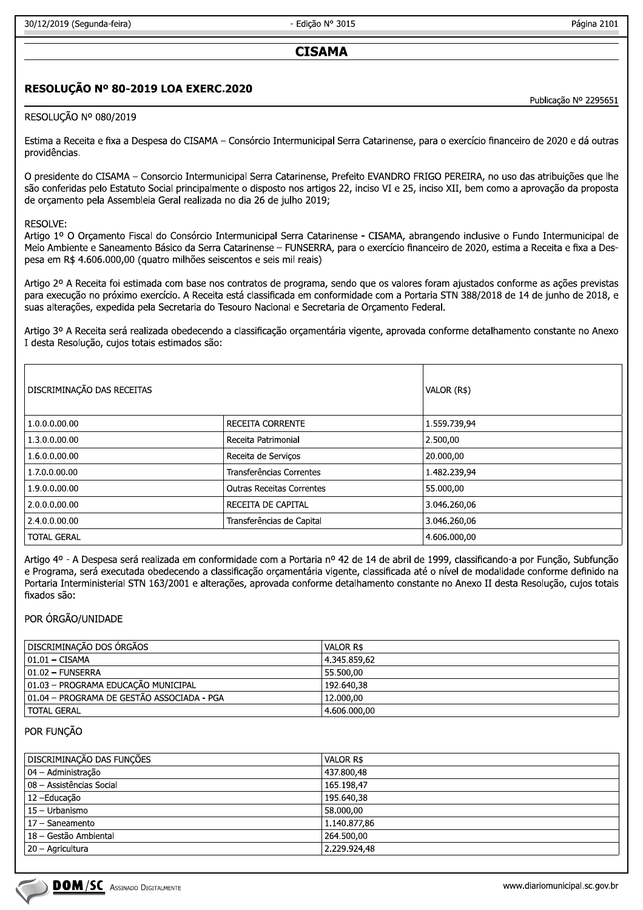## CISAMA

### RESOLUÇÃO Nº 80-2019 LOA EXERC.2020

Publicação Nº 2295651

RESOLUÇÃO Nº 080/2019

Estima a Receita e fixa a Despesa do CISAMA – Consórcio Intermunicipal Serra Catarinense, para o exercício financeiro de 2020 e dá outras providências.

O presidente do CISAMA – Consorcio Intermunicipal Serra Catarinense, Prefeito EVANDRO FRIGO PEREIRA, no uso das atribuições que lhe são conferidas pelo Estatuto Social principalmente o disposto nos artigos 22, inciso VI e 25, inciso XII, bem como a aprovação da proposta de orçamento pela Assembleia Geral realizada no dia 26 de julho 2019;

RESOLVE:
Artigo 1º O Orçamento Fiscal do Consórcio Intermunicipal Serra Catarinense - CISAMA, abrangendo inclusive o Fundo Intermunicipal de Meio Ambiente e Saneamento Básico da Serra Catarinense – FUNSERRA, para o exercício financeiro de 2020, estima a Receita e fixa a Despesa em R$ 4.606.000,00 (quatro milhões seiscentos e seis mil reais)

Artigo 2º A Receita foi estimada com base nos contratos de programa, sendo que os valores foram ajustados conforme as ações previstas para execução no próximo exercício. A Receita está classificada em conformidade com a Portaria STN 388/2018 de 14 de junho de 2018, e suas alterações, expedida pela Secretaria do Tesouro Nacional e Secretaria de Orçamento Federal.

Artigo 3º A Receita será realizada obedecendo a classificação orçamentária vigente, aprovada conforme detalhamento constante no Anexo I desta Resolução, cujos totais estimados são:

| DISCRIMINAÇÃO DAS RECEITAS | | VALOR (R$) |
|---|---|---|
| 1.0.0.0.00.00 | RECEITA CORRENTE | 1.559.739,94 |
| 1.3.0.0.00.00 | Receita Patrimonial | 2.500,00 |
| 1.6.0.0.00.00 | Receita de Serviços | 20.000,00 |
| 1.7.0.0.00.00 | Transferências Correntes | 1.482.239,94 |
| 1.9.0.0.00.00 | Outras Receitas Correntes | 55.000,00 |
| 2.0.0.0.00.00 | RECEITA DE CAPITAL | 3.046.260,06 |
| 2.4.0.0.00.00 | Transferências de Capital | 3.046.260,06 |
| TOTAL GERAL | | 4.606.000,00 |

Artigo 4º - A Despesa será realizada em conformidade com a Portaria nº 42 de 14 de abril de 1999, classificando-a por Função, Subfunção e Programa, será executada obedecendo a classificação orçamentária vigente, classificada até o nível de modalidade conforme definido na Portaria Interministerial STN 163/2001 e alterações, aprovada conforme detalhamento constante no Anexo II desta Resolução, cujos totais fixados são:

POR ÓRGÃO/UNIDADE

| DISCRIMINAÇÃO DOS ÓRGÃOS | VALOR R$ |
|---|---|
| 01.01 – CISAMA | 4.345.859,62 |
| 01.02 – FUNSERRA | 55.500,00 |
| 01.03 – PROGRAMA EDUCAÇÃO MUNICIPAL | 192.640,38 |
| 01.04 – PROGRAMA DE GESTÃO ASSOCIADA - PGA | 12.000,00 |
| TOTAL GERAL | 4.606.000,00 |

POR FUNÇÃO

| DISCRIMINAÇÃO DAS FUNÇÕES | VALOR R$ |
|---|---|
| 04 – Administração | 437.800,48 |
| 08 – Assistências Social | 165.198,47 |
| 12 –Educação | 195.640,38 |
| 15 – Urbanismo | 58.000,00 |
| 17 – Saneamento | 1.140.877,86 |
| 18 – Gestão Ambiental | 264.500,00 |
| 20 – Agricultura | 2.229.924,48 |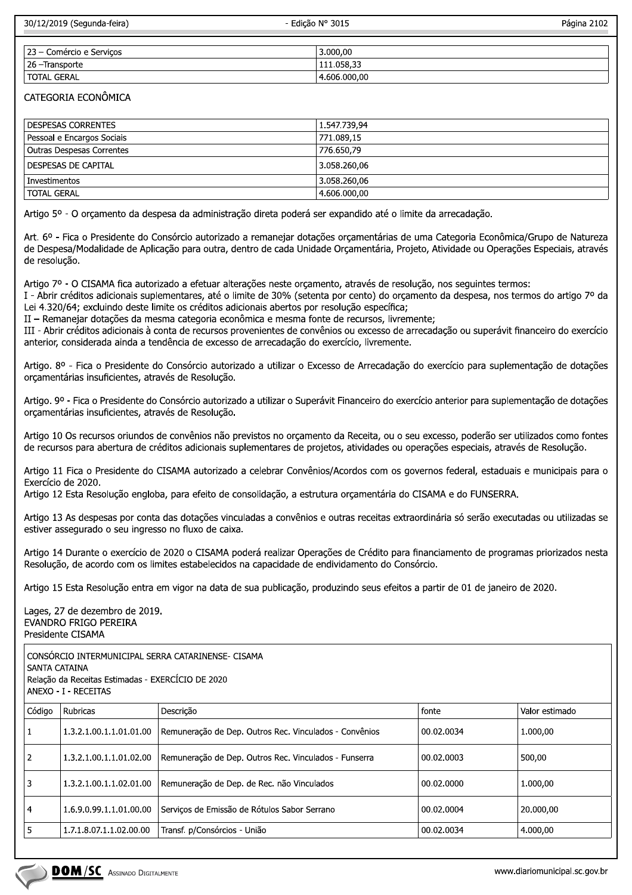| | |
|---|---|
| 23 – Comércio e Serviços | 3.000,00 |
| 26 –Transporte | 111.058,33 |
| TOTAL GERAL | 4.606.000,00 |

CATEGORIA ECONÔMICA

| | |
|---|---|
| DESPESAS CORRENTES | 1.547.739,94 |
| Pessoal e Encargos Sociais | 771.089,15 |
| Outras Despesas Correntes | 776.650,79 |
| DESPESAS DE CAPITAL | 3.058.260,06 |
| Investimentos | 3.058.260,06 |
| TOTAL GERAL | 4.606.000,00 |

Artigo 5º - O orçamento da despesa da administração direta poderá ser expandido até o limite da arrecadação.

Art. 6º - Fica o Presidente do Consórcio autorizado a remanejar dotações orçamentárias de uma Categoria Econômica/Grupo de Natureza de Despesa/Modalidade de Aplicação para outra, dentro de cada Unidade Orçamentária, Projeto, Atividade ou Operações Especiais, através de resolução.

Artigo 7º - O CISAMA fica autorizado a efetuar alterações neste orçamento, através de resolução, nos seguintes termos:
I - Abrir créditos adicionais suplementares, até o limite de 30% (setenta por cento) do orçamento da despesa, nos termos do artigo 7º da Lei 4.320/64; excluindo deste limite os créditos adicionais abertos por resolução específica;
II – Remanejar dotações da mesma categoria econômica e mesma fonte de recursos, livremente;
III - Abrir créditos adicionais à conta de recursos provenientes de convênios ou excesso de arrecadação ou superávit financeiro do exercício anterior, considerada ainda a tendência de excesso de arrecadação do exercício, livremente.

Artigo. 8º - Fica o Presidente do Consórcio autorizado a utilizar o Excesso de Arrecadação do exercício para suplementação de dotações orçamentárias insuficientes, através de Resolução.

Artigo. 9º - Fica o Presidente do Consórcio autorizado a utilizar o Superávit Financeiro do exercício anterior para suplementação de dotações orçamentárias insuficientes, através de Resolução.

Artigo 10 Os recursos oriundos de convênios não previstos no orçamento da Receita, ou o seu excesso, poderão ser utilizados como fontes de recursos para abertura de créditos adicionais suplementares de projetos, atividades ou operações especiais, através de Resolução.

Artigo 11 Fica o Presidente do CISAMA autorizado a celebrar Convênios/Acordos com os governos federal, estaduais e municipais para o Exercício de 2020.
Artigo 12 Esta Resolução engloba, para efeito de consolidação, a estrutura orçamentária do CISAMA e do FUNSERRA.

Artigo 13 As despesas por conta das dotações vinculadas a convênios e outras receitas extraordinária só serão executadas ou utilizadas se estiver assegurado o seu ingresso no fluxo de caixa.

Artigo 14 Durante o exercício de 2020 o CISAMA poderá realizar Operações de Crédito para financiamento de programas priorizados nesta Resolução, de acordo com os limites estabelecidos na capacidade de endividamento do Consórcio.

Artigo 15 Esta Resolução entra em vigor na data de sua publicação, produzindo seus efeitos a partir de 01 de janeiro de 2020.

Lages, 27 de dezembro de 2019.
EVANDRO FRIGO PEREIRA
Presidente CISAMA

CONSÓRCIO INTERMUNICIPAL SERRA CATARINENSE- CISAMA
SANTA CATAINA
Relação da Receitas Estimadas - EXERCÍCIO DE 2020
ANEXO - I - RECEITAS

| Código | Rubricas | Descrição | fonte | Valor estimado |
|---|---|---|---|---|
| 1 | 1.3.2.1.00.1.1.01.01.00 | Remuneração de Dep. Outros Rec. Vinculados - Convênios | 00.02.0034 | 1.000,00 |
| 2 | 1.3.2.1.00.1.1.01.02.00 | Remuneração de Dep. Outros Rec. Vinculados - Funserra | 00.02.0003 | 500,00 |
| 3 | 1.3.2.1.00.1.1.02.01.00 | Remuneração de Dep. de Rec. não Vinculados | 00.02.0000 | 1.000,00 |
| 4 | 1.6.9.0.99.1.1.01.00.00 | Serviços de Emissão de Rótulos Sabor Serrano | 00.02.0004 | 20.000,00 |
| 5 | 1.7.1.8.07.1.1.02.00.00 | Transf. p/Consórcios - União | 00.02.0034 | 4.000,00 |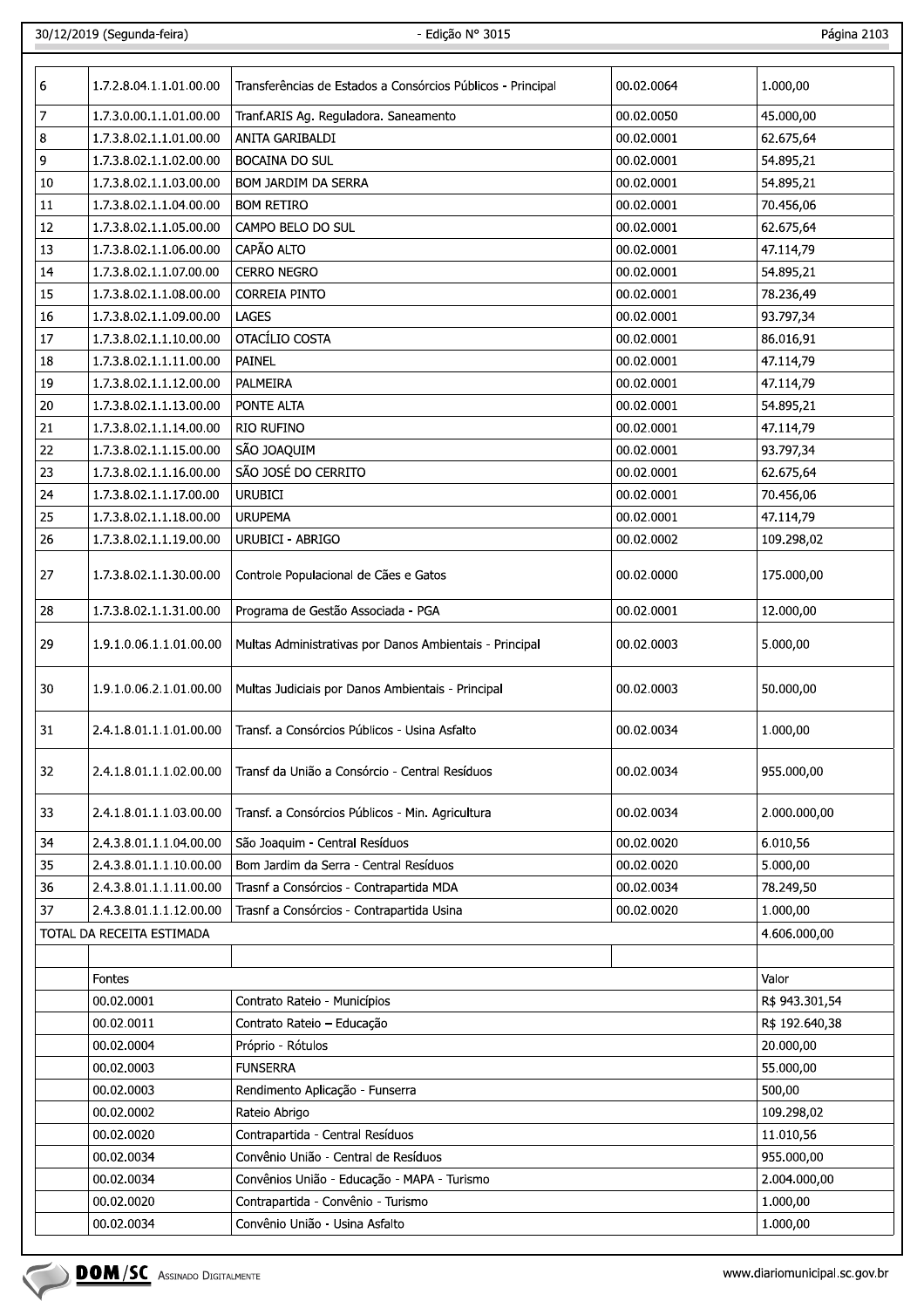| | | | | |
|---|---|---|---|---|
| 6 | 1.7.2.8.04.1.1.01.00.00 | Transferências de Estados a Consórcios Públicos - Principal | 00.02.0064 | 1.000,00 |
| 7 | 1.7.3.0.00.1.1.01.00.00 | Tranf.ARIS Ag. Reguladora. Saneamento | 00.02.0050 | 45.000,00 |
| 8 | 1.7.3.8.02.1.1.01.00.00 | ANITA GARIBALDI | 00.02.0001 | 62.675,64 |
| 9 | 1.7.3.8.02.1.1.02.00.00 | BOCAINA DO SUL | 00.02.0001 | 54.895,21 |
| 10 | 1.7.3.8.02.1.1.03.00.00 | BOM JARDIM DA SERRA | 00.02.0001 | 54.895,21 |
| 11 | 1.7.3.8.02.1.1.04.00.00 | BOM RETIRO | 00.02.0001 | 70.456,06 |
| 12 | 1.7.3.8.02.1.1.05.00.00 | CAMPO BELO DO SUL | 00.02.0001 | 62.675,64 |
| 13 | 1.7.3.8.02.1.1.06.00.00 | CAPÃO ALTO | 00.02.0001 | 47.114,79 |
| 14 | 1.7.3.8.02.1.1.07.00.00 | CERRO NEGRO | 00.02.0001 | 54.895,21 |
| 15 | 1.7.3.8.02.1.1.08.00.00 | CORREIA PINTO | 00.02.0001 | 78.236,49 |
| 16 | 1.7.3.8.02.1.1.09.00.00 | LAGES | 00.02.0001 | 93.797,34 |
| 17 | 1.7.3.8.02.1.1.10.00.00 | OTACÍLIO COSTA | 00.02.0001 | 86.016,91 |
| 18 | 1.7.3.8.02.1.1.11.00.00 | PAINEL | 00.02.0001 | 47.114,79 |
| 19 | 1.7.3.8.02.1.1.12.00.00 | PALMEIRA | 00.02.0001 | 47.114,79 |
| 20 | 1.7.3.8.02.1.1.13.00.00 | PONTE ALTA | 00.02.0001 | 54.895,21 |
| 21 | 1.7.3.8.02.1.1.14.00.00 | RIO RUFINO | 00.02.0001 | 47.114,79 |
| 22 | 1.7.3.8.02.1.1.15.00.00 | SÃO JOAQUIM | 00.02.0001 | 93.797,34 |
| 23 | 1.7.3.8.02.1.1.16.00.00 | SÃO JOSÉ DO CERRITO | 00.02.0001 | 62.675,64 |
| 24 | 1.7.3.8.02.1.1.17.00.00 | URUBICI | 00.02.0001 | 70.456,06 |
| 25 | 1.7.3.8.02.1.1.18.00.00 | URUPEMA | 00.02.0001 | 47.114,79 |
| 26 | 1.7.3.8.02.1.1.19.00.00 | URUBICI - ABRIGO | 00.02.0002 | 109.298,02 |
| 27 | 1.7.3.8.02.1.1.30.00.00 | Controle Populacional de Cães e Gatos | 00.02.0000 | 175.000,00 |
| 28 | 1.7.3.8.02.1.1.31.00.00 | Programa de Gestão Associada - PGA | 00.02.0001 | 12.000,00 |
| 29 | 1.9.1.0.06.1.1.01.00.00 | Multas Administrativas por Danos Ambientais - Principal | 00.02.0003 | 5.000,00 |
| 30 | 1.9.1.0.06.2.1.01.00.00 | Multas Judiciais por Danos Ambientais - Principal | 00.02.0003 | 50.000,00 |
| 31 | 2.4.1.8.01.1.1.01.00.00 | Transf. a Consórcios Públicos - Usina Asfalto | 00.02.0034 | 1.000,00 |
| 32 | 2.4.1.8.01.1.1.02.00.00 | Transf da União a Consórcio - Central Resíduos | 00.02.0034 | 955.000,00 |
| 33 | 2.4.1.8.01.1.1.03.00.00 | Transf. a Consórcios Públicos - Min. Agricultura | 00.02.0034 | 2.000.000,00 |
| 34 | 2.4.3.8.01.1.1.04.00.00 | São Joaquim - Central Resíduos | 00.02.0020 | 6.010,56 |
| 35 | 2.4.3.8.01.1.1.10.00.00 | Bom Jardim da Serra - Central Resíduos | 00.02.0020 | 5.000,00 |
| 36 | 2.4.3.8.01.1.1.11.00.00 | Trasnf a Consórcios - Contrapartida MDA | 00.02.0034 | 78.249,50 |
| 37 | 2.4.3.8.01.1.1.12.00.00 | Trasnf a Consórcios - Contrapartida Usina | 00.02.0020 | 1.000,00 |
| TOTAL DA RECEITA ESTIMADA | | | | 4.606.000,00 |

| | Fontes | | Valor |
|---|---|---|---|
| | 00.02.0001 | Contrato Rateio - Municípios | R$ 943.301,54 |
| | 00.02.0011 | Contrato Rateio – Educação | R$ 192.640,38 |
| | 00.02.0004 | Próprio - Rótulos | 20.000,00 |
| | 00.02.0003 | FUNSERRA | 55.000,00 |
| | 00.02.0003 | Rendimento Aplicação - Funserra | 500,00 |
| | 00.02.0002 | Rateio Abrigo | 109.298,02 |
| | 00.02.0020 | Contrapartida - Central Resíduos | 11.010,56 |
| | 00.02.0034 | Convênio União - Central de Resíduos | 955.000,00 |
| | 00.02.0034 | Convênios União - Educação - MAPA - Turismo | 2.004.000,00 |
| | 00.02.0020 | Contrapartida - Convênio - Turismo | 1.000,00 |
| | 00.02.0034 | Convênio União - Usina Asfalto | 1.000,00 |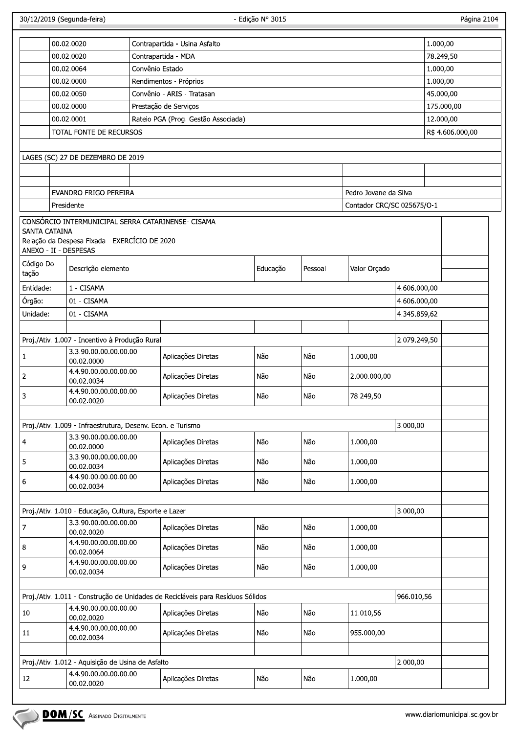| | | | |
|---|---|---|---|
| | 00.02.0020 | Contrapartida - Usina Asfalto | 1.000,00 |
| | 00.02.0020 | Contrapartida - MDA | 78.249,50 |
| | 00.02.0064 | Convênio Estado | 1.000,00 |
| | 00.02.0000 | Rendimentos - Próprios | 1.000,00 |
| | 00.02.0050 | Convênio - ARIS - Tratasan | 45.000,00 |
| | 00.02.0000 | Prestação de Serviços | 175.000,00 |
| | 00.02.0001 | Rateio PGA (Prog. Gestão Associada) | 12.000,00 |
| | TOTAL FONTE DE RECURSOS | | R$ 4.606.000,00 |

LAGES (SC) 27 DE DEZEMBRO DE 2019

| | |
|---|---|
| EVANDRO FRIGO PEREIRA | Pedro Jovane da Silva |
| Presidente | Contador CRC/SC 025675/O-1 |

CONSÓRCIO INTERMUNICIPAL SERRA CATARINENSE- CISAMA
SANTA CATAINA
Relação da Despesa Fixada - EXERCÍCIO DE 2020
ANEXO - II - DESPESAS

| Código Dotação | Descrição elemento | | Educação | Pessoal | Valor Orçado | |
|---|---|---|---|---|---|---|
| Entidade: | 1 - CISAMA | | | | | 4.606.000,00 |
| Órgão: | 01 - CISAMA | | | | | 4.606.000,00 |
| Unidade: | 01 - CISAMA | | | | | 4.345.859,62 |
| | | | | | | |
| Proj./Ativ. 1.007 - Incentivo à Produção Rural | | | | | | 2.079.249,50 |
| 1 | 3.3.90.00.00.00.00.00 00.02.0000 | Aplicações Diretas | Não | Não | 1.000,00 | |
| 2 | 4.4.90.00.00.00.00.00 00.02.0034 | Aplicações Diretas | Não | Não | 2.000.000,00 | |
| 3 | 4.4.90.00.00.00.00.00 00.02.0020 | Aplicações Diretas | Não | Não | 78.249,50 | |
| | | | | | | |
| Proj./Ativ. 1.009 - Infraestrutura, Desenv. Econ. e Turismo | | | | | | 3.000,00 |
| 4 | 3.3.90.00.00.00.00.00 00.02.0000 | Aplicações Diretas | Não | Não | 1.000,00 | |
| 5 | 3.3.90.00.00.00.00.00 00.02.0034 | Aplicações Diretas | Não | Não | 1.000,00 | |
| 6 | 4.4.90.00.00.00.00.00 00.02.0034 | Aplicações Diretas | Não | Não | 1.000,00 | |
| | | | | | | |
| Proj./Ativ. 1.010 - Educação, Cultura, Esporte e Lazer | | | | | | 3.000,00 |
| 7 | 3.3.90.00.00.00.00.00 00.02.0020 | Aplicações Diretas | Não | Não | 1.000,00 | |
| 8 | 4.4.90.00.00.00.00.00 00.02.0064 | Aplicações Diretas | Não | Não | 1.000,00 | |
| 9 | 4.4.90.00.00.00.00.00 00.02.0034 | Aplicações Diretas | Não | Não | 1.000,00 | |
| | | | | | | |
| Proj./Ativ. 1.011 - Construção de Unidades de Recicláveis para Resíduos Sólidos | | | | | | 966.010,56 |
| 10 | 4.4.90.00.00.00.00.00 00.02.0020 | Aplicações Diretas | Não | Não | 11.010,56 | |
| 11 | 4.4.90.00.00.00.00.00 00.02.0034 | Aplicações Diretas | Não | Não | 955.000,00 | |
| | | | | | | |
| Proj./Ativ. 1.012 - Aquisição de Usina de Asfalto | | | | | | 2.000,00 |
| 12 | 4.4.90.00.00.00.00.00 00.02.0020 | Aplicações Diretas | Não | Não | 1.000,00 | |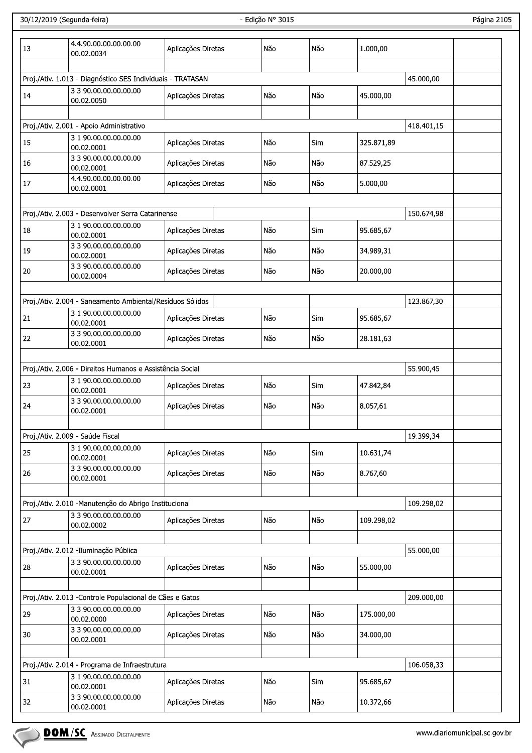| | | | | | | | |
|---|---|---|---|---|---|---|---|
| 13 | 4.4.90.00.00.00.00.00 00.02.0034 | Aplicações Diretas | Não | Não | 1.000,00 | | |
| | | | | | | | |
| Proj./Ativ. 1.013 - Diagnóstico SES Individuais - TRATASAN | | | | | | 45.000,00 | |
| 14 | 3.3.90.00.00.00.00.00 00.02.0050 | Aplicações Diretas | Não | Não | 45.000,00 | | |
| | | | | | | | |
| Proj./Ativ. 2.001 - Apoio Administrativo | | | | | | 418.401,15 | |
| 15 | 3.1.90.00.00.00.00.00 00.02.0001 | Aplicações Diretas | Não | Sim | 325.871,89 | | |
| 16 | 3.3.90.00.00.00.00.00 00.02.0001 | Aplicações Diretas | Não | Não | 87.529,25 | | |
| 17 | 4.4.90.00.00.00.00.00 00.02.0001 | Aplicações Diretas | Não | Não | 5.000,00 | | |
| | | | | | | | |
| Proj./Ativ. 2.003 - Desenvolver Serra Catarinense | | | | | | 150.674,98 | |
| 18 | 3.1.90.00.00.00.00.00 00.02.0001 | Aplicações Diretas | Não | Sim | 95.685,67 | | |
| 19 | 3.3.90.00.00.00.00.00 00.02.0001 | Aplicações Diretas | Não | Não | 34.989,31 | | |
| 20 | 3.3.90.00.00.00.00.00 00.02.0004 | Aplicações Diretas | Não | Não | 20.000,00 | | |
| | | | | | | | |
| Proj./Ativ. 2.004 - Saneamento Ambiental/Resíduos Sólidos | | | | | | 123.867,30 | |
| 21 | 3.1.90.00.00.00.00.00 00.02.0001 | Aplicações Diretas | Não | Sim | 95.685,67 | | |
| 22 | 3.3.90.00.00.00.00.00 00.02.0001 | Aplicações Diretas | Não | Não | 28.181,63 | | |
| | | | | | | | |
| Proj./Ativ. 2.006 - Direitos Humanos e Assistência Social | | | | | | 55.900,45 | |
| 23 | 3.1.90.00.00.00.00.00 00.02.0001 | Aplicações Diretas | Não | Sim | 47.842,84 | | |
| 24 | 3.3.90.00.00.00.00.00 00.02.0001 | Aplicações Diretas | Não | Não | 8.057,61 | | |
| | | | | | | | |
| Proj./Ativ. 2.009 - Saúde Fiscal | | | | | | 19.399,34 | |
| 25 | 3.1.90.00.00.00.00.00 00.02.0001 | Aplicações Diretas | Não | Sim | 10.631,74 | | |
| 26 | 3.3.90.00.00.00.00.00 00.02.0001 | Aplicações Diretas | Não | Não | 8.767,60 | | |
| | | | | | | | |
| Proj./Ativ. 2.010 -Manutenção do Abrigo Institucional | | | | | | 109.298,02 | |
| 27 | 3.3.90.00.00.00.00.00 00.02.0002 | Aplicações Diretas | Não | Não | 109.298,02 | | |
| | | | | | | | |
| Proj./Ativ. 2.012 -Iluminação Pública | | | | | | 55.000,00 | |
| 28 | 3.3.90.00.00.00.00.00 00.02.0001 | Aplicações Diretas | Não | Não | 55.000,00 | | |
| | | | | | | | |
| Proj./Ativ. 2.013 -Controle Populacional de Cães e Gatos | | | | | | 209.000,00 | |
| 29 | 3.3.90.00.00.00.00.00 00.02.0000 | Aplicações Diretas | Não | Não | 175.000,00 | | |
| 30 | 3.3.90.00.00.00.00.00 00.02.0001 | Aplicações Diretas | Não | Não | 34.000,00 | | |
| | | | | | | | |
| Proj./Ativ. 2.014 - Programa de Infraestrutura | | | | | | 106.058,33 | |
| 31 | 3.1.90.00.00.00.00.00 00.02.0001 | Aplicações Diretas | Não | Sim | 95.685,67 | | |
| 32 | 3.3.90.00.00.00.00.00 00.02.0001 | Aplicações Diretas | Não | Não | 10.372,66 | | |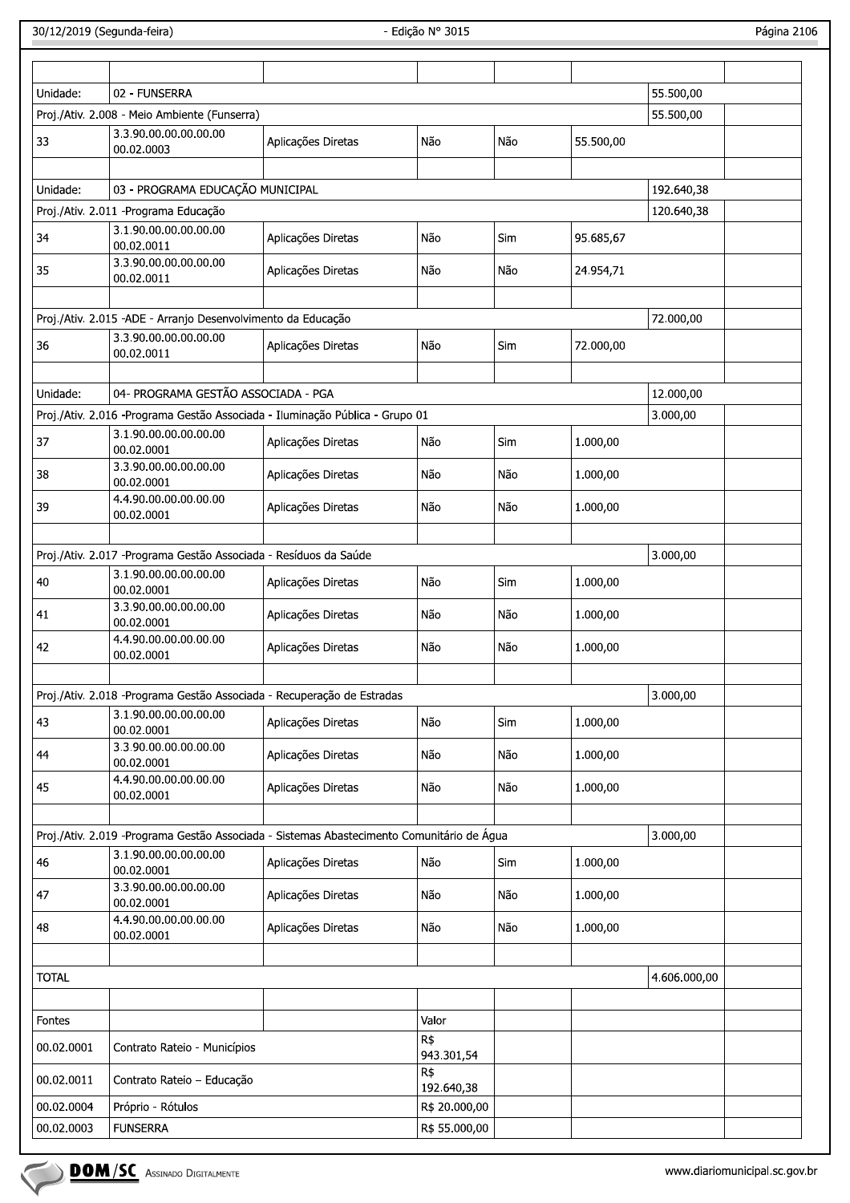| | | | | | | | |
|---|---|---|---|---|---|---|---|
| | | | | | | | |
| Unidade: | 02 - FUNSERRA | | | | | 55.500,00 | |
| Proj./Ativ. 2.008 - Meio Ambiente (Funserra) | | | | | | 55.500,00 | |
| 33 | 3.3.90.00.00.00.00.00 00.02.0003 | Aplicações Diretas | Não | Não | 55.500,00 | | |
| | | | | | | | |
| Unidade: | 03 - PROGRAMA EDUCAÇÃO MUNICIPAL | | | | | 192.640,38 | |
| Proj./Ativ. 2.011 -Programa Educação | | | | | | 120.640,38 | |
| 34 | 3.1.90.00.00.00.00.00 00.02.0011 | Aplicações Diretas | Não | Sim | 95.685,67 | | |
| 35 | 3.3.90.00.00.00.00.00 00.02.0011 | Aplicações Diretas | Não | Não | 24.954,71 | | |
| | | | | | | | |
| Proj./Ativ. 2.015 -ADE - Arranjo Desenvolvimento da Educação | | | | | | 72.000,00 | |
| 36 | 3.3.90.00.00.00.00.00 00.02.0011 | Aplicações Diretas | Não | Sim | 72.000,00 | | |
| | | | | | | | |
| Unidade: | 04- PROGRAMA GESTÃO ASSOCIADA - PGA | | | | | 12.000,00 | |
| Proj./Ativ. 2.016 -Programa Gestão Associada - Iluminação Pública - Grupo 01 | | | | | | 3.000,00 | |
| 37 | 3.1.90.00.00.00.00.00 00.02.0001 | Aplicações Diretas | Não | Sim | 1.000,00 | | |
| 38 | 3.3.90.00.00.00.00.00 00.02.0001 | Aplicações Diretas | Não | Não | 1.000,00 | | |
| 39 | 4.4.90.00.00.00.00.00 00.02.0001 | Aplicações Diretas | Não | Não | 1.000,00 | | |
| | | | | | | | |
| Proj./Ativ. 2.017 -Programa Gestão Associada - Resíduos da Saúde | | | | | | 3.000,00 | |
| 40 | 3.1.90.00.00.00.00.00 00.02.0001 | Aplicações Diretas | Não | Sim | 1.000,00 | | |
| 41 | 3.3.90.00.00.00.00.00 00.02.0001 | Aplicações Diretas | Não | Não | 1.000,00 | | |
| 42 | 4.4.90.00.00.00.00.00 00.02.0001 | Aplicações Diretas | Não | Não | 1.000,00 | | |
| | | | | | | | |
| Proj./Ativ. 2.018 -Programa Gestão Associada - Recuperação de Estradas | | | | | | 3.000,00 | |
| 43 | 3.1.90.00.00.00.00.00 00.02.0001 | Aplicações Diretas | Não | Sim | 1.000,00 | | |
| 44 | 3.3.90.00.00.00.00.00 00.02.0001 | Aplicações Diretas | Não | Não | 1.000,00 | | |
| 45 | 4.4.90.00.00.00.00.00 00.02.0001 | Aplicações Diretas | Não | Não | 1.000,00 | | |
| | | | | | | | |
| Proj./Ativ. 2.019 -Programa Gestão Associada - Sistemas Abastecimento Comunitário de Água | | | | | | 3.000,00 | |
| 46 | 3.1.90.00.00.00.00.00 00.02.0001 | Aplicações Diretas | Não | Sim | 1.000,00 | | |
| 47 | 3.3.90.00.00.00.00.00 00.02.0001 | Aplicações Diretas | Não | Não | 1.000,00 | | |
| 48 | 4.4.90.00.00.00.00.00 00.02.0001 | Aplicações Diretas | Não | Não | 1.000,00 | | |
| | | | | | | | |
| TOTAL | | | | | | 4.606.000,00 | |
| | | | | | | | |
| Fontes | | | Valor | | | | |
| 00.02.0001 | Contrato Rateio - Municípios | | R$ 943.301,54 | | | | |
| 00.02.0011 | Contrato Rateio – Educação | | R$ 192.640,38 | | | | |
| 00.02.0004 | Próprio - Rótulos | | R$ 20.000,00 | | | | |
| 00.02.0003 | FUNSERRA | | R$ 55.000,00 | | | | |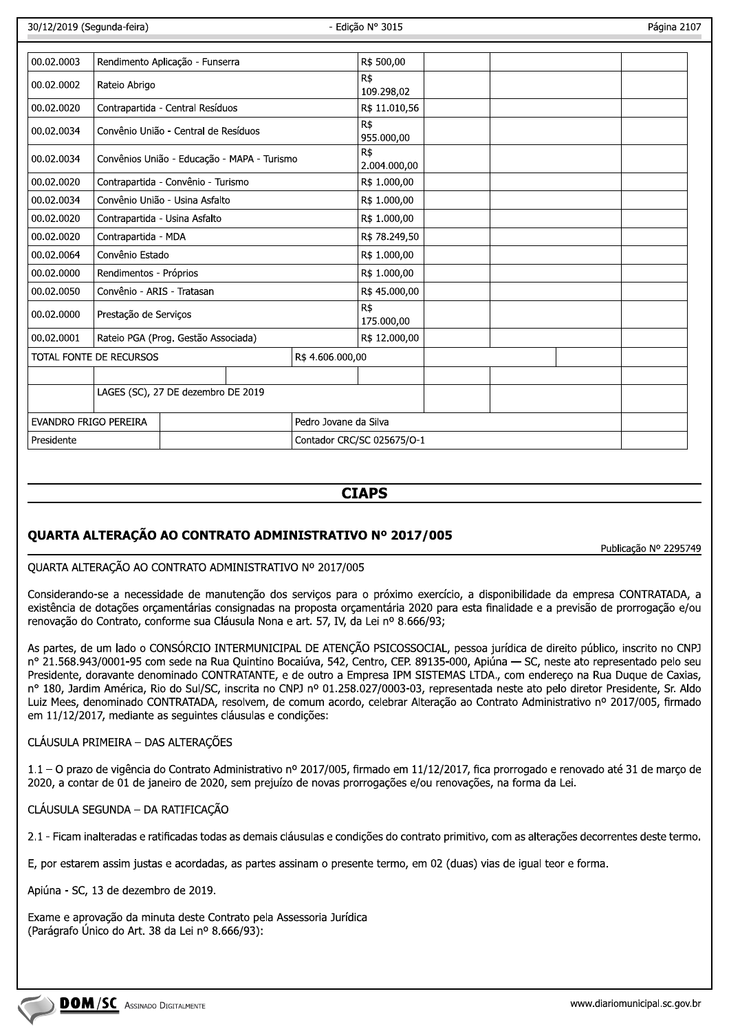| | | | | | |
|---|---|---|---|---|---|
| 00.02.0003 | Rendimento Aplicação - Funserra | R$ 500,00 | | | |
| 00.02.0002 | Rateio Abrigo | R$ 109.298,02 | | | |
| 00.02.0020 | Contrapartida - Central Resíduos | R$ 11.010,56 | | | |
| 00.02.0034 | Convênio União - Central de Resíduos | R$ 955.000,00 | | | |
| 00.02.0034 | Convênios União - Educação - MAPA - Turismo | R$ 2.004.000,00 | | | |
| 00.02.0020 | Contrapartida - Convênio - Turismo | R$ 1.000,00 | | | |
| 00.02.0034 | Convênio União - Usina Asfalto | R$ 1.000,00 | | | |
| 00.02.0020 | Contrapartida - Usina Asfalto | R$ 1.000,00 | | | |
| 00.02.0020 | Contrapartida - MDA | R$ 78.249,50 | | | |
| 00.02.0064 | Convênio Estado | R$ 1.000,00 | | | |
| 00.02.0000 | Rendimentos - Próprios | R$ 1.000,00 | | | |
| 00.02.0050 | Convênio - ARIS - Tratasan | R$ 45.000,00 | | | |
| 00.02.0000 | Prestação de Serviços | R$ 175.000,00 | | | |
| 00.02.0001 | Rateio PGA (Prog. Gestão Associada) | R$ 12.000,00 | | | |
| TOTAL FONTE DE RECURSOS | | R$ 4.606.000,00 | | | |

LAGES (SC), 27 DE dezembro DE 2019

| | |
|---|---|
| EVANDRO FRIGO PEREIRA | Pedro Jovane da Silva |
| Presidente | Contador CRC/SC 025675/O-1 |

## CIAPS

### QUARTA ALTERAÇÃO AO CONTRATO ADMINISTRATIVO Nº 2017/005

Publicação Nº 2295749

QUARTA ALTERAÇÃO AO CONTRATO ADMINISTRATIVO Nº 2017/005

Considerando-se a necessidade de manutenção dos serviços para o próximo exercício, a disponibilidade da empresa CONTRATADA, a existência de dotações orçamentárias consignadas na proposta orçamentária 2020 para esta finalidade e a previsão de prorrogação e/ou renovação do Contrato, conforme sua Cláusula Nona e art. 57, IV, da Lei nº 8.666/93;

As partes, de um lado o CONSÓRCIO INTERMUNICIPAL DE ATENÇÃO PSICOSSOCIAL, pessoa jurídica de direito público, inscrito no CNPJ nº 21.568.943/0001-95 com sede na Rua Quintino Bocaiúva, 542, Centro, CEP. 89135-000, Apiúna — SC, neste ato representado pelo seu Presidente, doravante denominado CONTRATANTE, e de outro a Empresa IPM SISTEMAS LTDA., com endereço na Rua Duque de Caxias, nº 180, Jardim América, Rio do Sul/SC, inscrita no CNPJ nº 01.258.027/0003-03, representada neste ato pelo diretor Presidente, Sr. Aldo Luiz Mees, denominado CONTRATADA, resolvem, de comum acordo, celebrar Alteração ao Contrato Administrativo nº 2017/005, firmado em 11/12/2017, mediante as seguintes cláusulas e condições:

CLÁUSULA PRIMEIRA – DAS ALTERAÇÕES

1.1 – O prazo de vigência do Contrato Administrativo nº 2017/005, firmado em 11/12/2017, fica prorrogado e renovado até 31 de março de 2020, a contar de 01 de janeiro de 2020, sem prejuízo de novas prorrogações e/ou renovações, na forma da Lei.

CLÁUSULA SEGUNDA – DA RATIFICAÇÃO

2.1 - Ficam inalteradas e ratificadas todas as demais cláusulas e condições do contrato primitivo, com as alterações decorrentes deste termo.

E, por estarem assim justas e acordadas, as partes assinam o presente termo, em 02 (duas) vias de igual teor e forma.

Apiúna - SC, 13 de dezembro de 2019.

Exame e aprovação da minuta deste Contrato pela Assessoria Jurídica
(Parágrafo Único do Art. 38 da Lei nº 8.666/93):